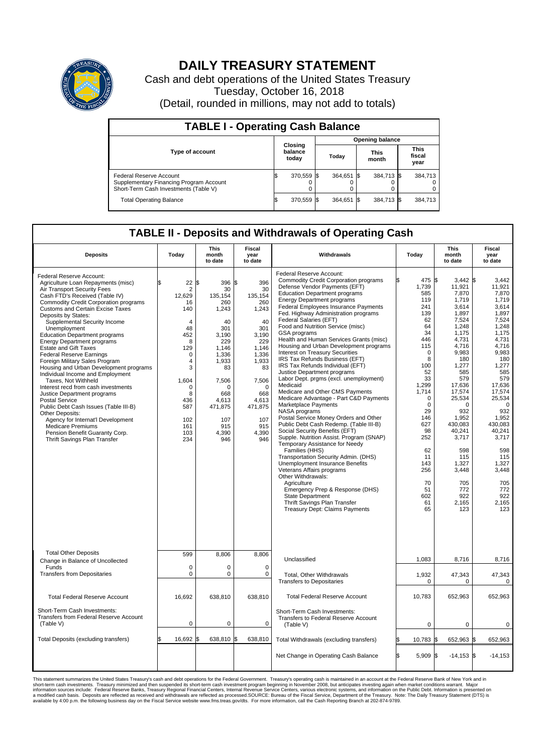# DAILY TREASURY STATEMENT

Cash and debt operations of the United States Treasury
Tuesday, October 16, 2018
(Detail, rounded in millions, may not add to totals)

## TABLE I - Operating Cash Balance

| Type of account | Closing balance today | Opening balance Today | Opening balance This month | Opening balance This fiscal year |
|---|---|---|---|---|
| Federal Reserve Account | $ 370,559 | $ 364,651 | $ 384,713 | $ 384,713 |
| Supplementary Financing Program Account | 0 | 0 | 0 | 0 |
| Short-Term Cash Investments (Table V) | 0 | 0 | 0 | 0 |
| Total Operating Balance | $ 370,559 | $ 364,651 | $ 384,713 | $ 384,713 |

## TABLE II - Deposits and Withdrawals of Operating Cash

| Deposits | Today | This month to date | Fiscal year to date | Withdrawals | Today | This month to date | Fiscal year to date |
|---|---|---|---|---|---|---|---|
| Federal Reserve Account: | | | | Federal Reserve Account: | | | |
| Agriculture Loan Repayments (misc) | $ 22 | $ 396 | $ 396 | Commodity Credit Corporation programs | $ 475 | $ 3,442 | $ 3,442 |
| Air Transport Security Fees | 2 | 30 | 30 | Defense Vendor Payments (EFT) | 1,739 | 11,921 | 11,921 |
| Cash FTD's Received (Table IV) | 12,629 | 135,154 | 135,154 | Education Department programs | 585 | 7,870 | 7,870 |
| Commodity Credit Corporation programs | 16 | 260 | 260 | Energy Department programs | 119 | 1,719 | 1,719 |
| Customs and Certain Excise Taxes | 140 | 1,243 | 1,243 | Federal Employees Insurance Payments | 241 | 3,614 | 3,614 |
| Deposits by States: | | | | Fed. Highway Administration programs | 139 | 1,897 | 1,897 |
| Supplemental Security Income | 4 | 40 | 40 | Federal Salaries (EFT) | 62 | 7,524 | 7,524 |
| Unemployment | 48 | 301 | 301 | Food and Nutrition Service (misc) | 64 | 1,248 | 1,248 |
| Education Department programs | 452 | 3,190 | 3,190 | GSA programs | 34 | 1,175 | 1,175 |
| Energy Department programs | 8 | 229 | 229 | Health and Human Services Grants (misc) | 446 | 4,731 | 4,731 |
| Estate and Gift Taxes | 129 | 1,146 | 1,146 | Housing and Urban Development programs | 115 | 4,716 | 4,716 |
| Federal Reserve Earnings | 0 | 1,336 | 1,336 | Interest on Treasury Securities | 0 | 9,983 | 9,983 |
| Foreign Military Sales Program | 4 | 1,933 | 1,933 | IRS Tax Refunds Business (EFT) | 8 | 180 | 180 |
| Housing and Urban Development programs | 3 | 83 | 83 | IRS Tax Refunds Individual (EFT) | 100 | 1,277 | 1,277 |
| Individual Income and Employment | | | | Justice Department programs | 52 | 585 | 585 |
| Taxes, Not Withheld | 1,604 | 7,506 | 7,506 | Labor Dept. prgms (excl. unemployment) | 33 | 579 | 579 |
| Interest recd from cash investments | 0 | 0 | 0 | Medicaid | 1,299 | 17,636 | 17,636 |
| Justice Department programs | 8 | 668 | 668 | Medicare and Other CMS Payments | 1,714 | 17,574 | 17,574 |
| Postal Service | 436 | 4,613 | 4,613 | Medicare Advantage - Part C&D Payments | 0 | 25,534 | 25,534 |
| Public Debt Cash Issues (Table III-B) | 587 | 471,875 | 471,875 | Marketplace Payments | 0 | 0 | 0 |
| Other Deposits: | | | | NASA programs | 29 | 932 | 932 |
| Agency for Internat'l Development | 102 | 107 | 107 | Postal Service Money Orders and Other | 146 | 1,952 | 1,952 |
| Medicare Premiums | 161 | 915 | 915 | Public Debt Cash Redemp. (Table III-B) | 627 | 430,083 | 430,083 |
| Pension Benefit Guaranty Corp. | 103 | 4,390 | 4,390 | Social Security Benefits (EFT) | 98 | 40,241 | 40,241 |
| Thrift Savings Plan Transfer | 234 | 946 | 946 | Supple. Nutrition Assist. Program (SNAP) | 252 | 3,717 | 3,717 |
| | | | | Temporary Assistance for Needy Families (HHS) | 62 | 598 | 598 |
| | | | | Transportation Security Admin. (DHS) | 11 | 115 | 115 |
| | | | | Unemployment Insurance Benefits | 143 | 1,327 | 1,327 |
| | | | | Veterans Affairs programs | 256 | 3,448 | 3,448 |
| | | | | Other Withdrawals: | | | |
| | | | | Agriculture | 70 | 705 | 705 |
| | | | | Emergency Prep & Response (DHS) | 51 | 772 | 772 |
| | | | | State Department | 602 | 922 | 922 |
| | | | | Thrift Savings Plan Transfer | 61 | 2,165 | 2,165 |
| | | | | Treasury Dept: Claims Payments | 65 | 123 | 123 |
| Total Other Deposits | 599 | 8,806 | 8,806 | Unclassified | 1,083 | 8,716 | 8,716 |
| Change in Balance of Uncollected Funds | 0 | 0 | 0 | | | | |
| Transfers from Depositaries | 0 | 0 | 0 | Total, Other Withdrawals | 1,932 | 47,343 | 47,343 |
| | | | | Transfers to Depositaries | 0 | 0 | 0 |
| Total Federal Reserve Account | 16,692 | 638,810 | 638,810 | Total Federal Reserve Account | 10,783 | 652,963 | 652,963 |
| Short-Term Cash Investments: Transfers from Federal Reserve Account (Table V) | 0 | 0 | 0 | Short-Term Cash Investments: Transfers to Federal Reserve Account (Table V) | 0 | 0 | 0 |
| Total Deposits (excluding transfers) | $ 16,692 | $ 638,810 | $ 638,810 | Total Withdrawals (excluding transfers) | $ 10,783 | $ 652,963 | $ 652,963 |
| | | | | Net Change in Operating Cash Balance | $ 5,909 | $ -14,153 | $ -14,153 |

This statement summarizes the United States Treasury's cash and debt operations for the Federal Government. Treasury's operating cash is maintained in an account at the Federal Reserve Bank of New York and in short-term cash investments. Treasury minimized and then suspended its short-term cash investment program beginning in November 2008, but anticipates investing again when market conditions warrant. Major information sources include: Federal Reserve Banks, Treasury Regional Financial Centers, Internal Revenue Service Centers, various electronic systems, and information on the Public Debt. Information is presented on a modified cash basis. Deposits are reflected as received and withdrawals are reflected as processed.SOURCE: Bureau of the Fiscal Service, Department of the Treasury. Note: The Daily Treasury Statement (DTS) is available by 4:00 p.m. the following business day on the Fiscal Service website www.fms.treas.gov/dts. For more information, call the Cash Reporting Branch at 202-874-9789.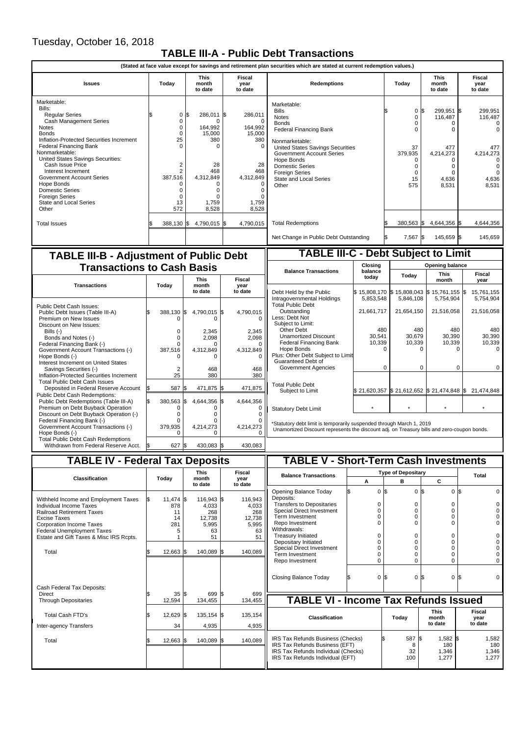Tuesday, October 16, 2018

# TABLE III-A - Public Debt Transactions

(Stated at face value except for savings and retirement plan securities which are stated at current redemption values.)

| Issues | Today | This month to date | Fiscal year to date |
|---|---|---|---|
| Marketable: | | | |
| Bills: | | | |
| Regular Series | $ 0 | $ 286,011 | $ 286,011 |
| Cash Management Series | 0 | 0 | 0 |
| Notes | 0 | 164,992 | 164,992 |
| Bonds | 0 | 15,000 | 15,000 |
| Inflation-Protected Securities Increment | 25 | 380 | 380 |
| Federal Financing Bank | 0 | 0 | 0 |
| Nonmarketable: | | | |
| United States Savings Securities: | | | |
| Cash Issue Price | 2 | 28 | 28 |
| Interest Increment | 2 | 468 | 468 |
| Government Account Series | 387,516 | 4,312,849 | 4,312,849 |
| Hope Bonds | 0 | 0 | 0 |
| Domestic Series | 0 | 0 | 0 |
| Foreign Series | 0 | 0 | 0 |
| State and Local Series | 13 | 1,759 | 1,759 |
| Other | 572 | 8,528 | 8,528 |
| Total Issues | $ 388,130 | $ 4,790,015 | $ 4,790,015 |

| Redemptions | Today | This month to date | Fiscal year to date |
|---|---|---|---|
| Marketable: | | | |
| Bills | $ 0 | $ 299,951 | $ 299,951 |
| Notes | 0 | 116,487 | 116,487 |
| Bonds | 0 | 0 | 0 |
| Federal Financing Bank | 0 | 0 | 0 |
| Nonmarketable: | | | |
| United States Savings Securities | 37 | 477 | 477 |
| Government Account Series | 379,935 | 4,214,273 | 4,214,273 |
| Hope Bonds | 0 | 0 | 0 |
| Domestic Series | 0 | 0 | 0 |
| Foreign Series | 0 | 0 | 0 |
| State and Local Series | 15 | 4,636 | 4,636 |
| Other | 575 | 8,531 | 8,531 |
| Total Redemptions | $ 380,563 | $ 4,644,356 | $ 4,644,356 |
| Net Change in Public Debt Outstanding | $ 7,567 | $ 145,659 | $ 145,659 |

# TABLE III-B - Adjustment of Public Debt Transactions to Cash Basis

| Transactions | Today | This month to date | Fiscal year to date |
|---|---|---|---|
| Public Debt Cash Issues: | | | |
| Public Debt Issues (Table III-A) | $ 388,130 | $ 4,790,015 | $ 4,790,015 |
| Premium on New Issues | 0 | 0 | 0 |
| Discount on New Issues: | | | |
| Bills (-) | 0 | 2,345 | 2,345 |
| Bonds and Notes (-) | 0 | 2,098 | 2,098 |
| Federal Financing Bank (-) | 0 | 0 | 0 |
| Government Account Transactions (-) | 387,516 | 4,312,849 | 4,312,849 |
| Hope Bonds (-) | 0 | 0 | 0 |
| Interest Increment on United States Savings Securities (-) | 2 | 468 | 468 |
| Inflation-Protected Securities Increment | 25 | 380 | 380 |
| Total Public Debt Cash Issues Deposited in Federal Reserve Account | $ 587 | $ 471,875 | $ 471,875 |
| Public Debt Cash Redemptions: | | | |
| Public Debt Redemptions (Table III-A) | $ 380,563 | $ 4,644,356 | $ 4,644,356 |
| Premium on Debt Buyback Operation | 0 | 0 | 0 |
| Discount on Debt Buyback Operation (-) | 0 | 0 | 0 |
| Federal Financing Bank (-) | 0 | 0 | 0 |
| Government Account Transactions (-) | 379,935 | 4,214,273 | 4,214,273 |
| Hope Bonds (-) | 0 | 0 | 0 |
| Total Public Debt Cash Redemptions Withdrawn from Federal Reserve Acct. | $ 627 | $ 430,083 | $ 430,083 |

# TABLE III-C - Debt Subject to Limit

| Balance Transactions | Closing balance today | Opening balance Today | Opening balance This month | Opening balance Fiscal year |
|---|---|---|---|---|
| Debt Held by the Public | $ 15,808,170 | $ 15,808,043 | $ 15,761,155 | $ 15,761,155 |
| Intragovernmental Holdings | 5,853,548 | 5,846,108 | 5,754,904 | 5,754,904 |
| Total Public Debt Outstanding | 21,661,717 | 21,654,150 | 21,516,058 | 21,516,058 |
| Less: Debt Not Subject to Limit: | | | | |
| Other Debt | 480 | 480 | 480 | 480 |
| Unamortized Discount | 30,541 | 30,679 | 30,390 | 30,390 |
| Federal Financing Bank | 10,339 | 10,339 | 10,339 | 10,339 |
| Hope Bonds | 0 | 0 | 0 | 0 |
| Plus: Other Debt Subject to Limit | | | | |
| Guaranteed Debt of Government Agencies | 0 | 0 | 0 | 0 |
| Total Public Debt Subject to Limit | $ 21,620,357 | $ 21,612,652 | $ 21,474,848 | $ 21,474,848 |
| Statutory Debt Limit | * | * | * | * |

*Statutory debt limit is temporarily suspended through March 1, 2019
Unamortized Discount represents the discount adj. on Treasury bills and zero-coupon bonds.

# TABLE IV - Federal Tax Deposits

| Classification | Today | This month to date | Fiscal year to date |
|---|---|---|---|
| Withheld Income and Employment Taxes | $ 11,474 | $ 116,943 | $ 116,943 |
| Individual Income Taxes | 878 | 4,033 | 4,033 |
| Railroad Retirement Taxes | 11 | 268 | 268 |
| Excise Taxes | 14 | 12,738 | 12,738 |
| Corporation Income Taxes | 281 | 5,995 | 5,995 |
| Federal Unemployment Taxes | 5 | 63 | 63 |
| Estate and Gift Taxes & Misc IRS Rcpts. | 1 | 51 | 51 |
| Total | $ 12,663 | $ 140,089 | $ 140,089 |
| Cash Federal Tax Deposits: | | | |
| Direct | $ 35 | $ 699 | $ 699 |
| Through Depositaries | 12,594 | 134,455 | 134,455 |
| Total Cash FTD's | $ 12,629 | $ 135,154 | $ 135,154 |
| Inter-agency Transfers | 34 | 4,935 | 4,935 |
| Total | $ 12,663 | $ 140,089 | $ 140,089 |

# TABLE V - Short-Term Cash Investments

| Balance Transactions | Type of Depositary A | Type of Depositary B | Type of Depositary C | Total |
|---|---|---|---|---|
| Opening Balance Today | $ 0 | $ 0 | $ 0 | $ 0 |
| Deposits: | | | | |
| Transfers to Depositaries | 0 | 0 | 0 | 0 |
| Special Direct Investment | 0 | 0 | 0 | 0 |
| Term Investment | 0 | 0 | 0 | 0 |
| Repo Investment | 0 | 0 | 0 | 0 |
| Withdrawals: | | | | |
| Treasury Initiated | 0 | 0 | 0 | 0 |
| Depositary Initiated | 0 | 0 | 0 | 0 |
| Special Direct Investment | 0 | 0 | 0 | 0 |
| Term Investment | 0 | 0 | 0 | 0 |
| Repo Investment | 0 | 0 | 0 | 0 |
| Closing Balance Today | $ 0 | $ 0 | $ 0 | $ 0 |

# TABLE VI - Income Tax Refunds Issued

| Classification | Today | This month to date | Fiscal year to date |
|---|---|---|---|
| IRS Tax Refunds Business (Checks) | $ 587 | $ 1,582 | $ 1,582 |
| IRS Tax Refunds Business (EFT) | 8 | 180 | 180 |
| IRS Tax Refunds Individual (Checks) | 32 | 1,346 | 1,346 |
| IRS Tax Refunds Individual (EFT) | 100 | 1,277 | 1,277 |